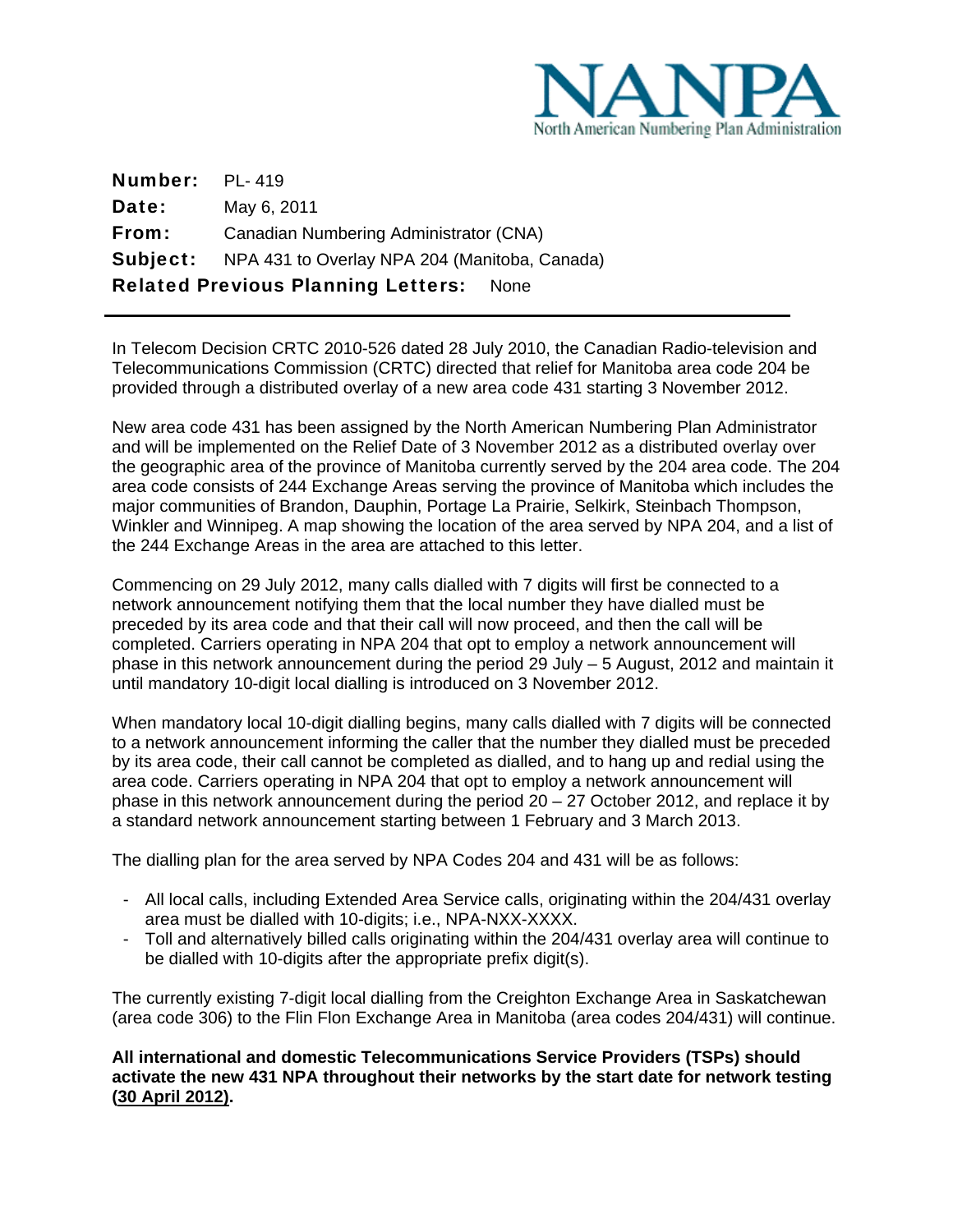NANPA
North American Numbering Plan Administration

**Number:** PL- 419
**Date:** May 6, 2011
**From:** Canadian Numbering Administrator (CNA)
**Subject:** NPA 431 to Overlay NPA 204 (Manitoba, Canada)
**Related Previous Planning Letters:** None

---

In Telecom Decision CRTC 2010-526 dated 28 July 2010, the Canadian Radio-television and Telecommunications Commission (CRTC) directed that relief for Manitoba area code 204 be provided through a distributed overlay of a new area code 431 starting 3 November 2012.

New area code 431 has been assigned by the North American Numbering Plan Administrator and will be implemented on the Relief Date of 3 November 2012 as a distributed overlay over the geographic area of the province of Manitoba currently served by the 204 area code. The 204 area code consists of 244 Exchange Areas serving the province of Manitoba which includes the major communities of Brandon, Dauphin, Portage La Prairie, Selkirk, Steinbach Thompson, Winkler and Winnipeg. A map showing the location of the area served by NPA 204, and a list of the 244 Exchange Areas in the area are attached to this letter.

Commencing on 29 July 2012, many calls dialled with 7 digits will first be connected to a network announcement notifying them that the local number they have dialled must be preceded by its area code and that their call will now proceed, and then the call will be completed. Carriers operating in NPA 204 that opt to employ a network announcement will phase in this network announcement during the period 29 July – 5 August, 2012 and maintain it until mandatory 10-digit local dialling is introduced on 3 November 2012.

When mandatory local 10-digit dialling begins, many calls dialled with 7 digits will be connected to a network announcement informing the caller that the number they dialled must be preceded by its area code, their call cannot be completed as dialled, and to hang up and redial using the area code. Carriers operating in NPA 204 that opt to employ a network announcement will phase in this network announcement during the period 20 – 27 October 2012, and replace it by a standard network announcement starting between 1 February and 3 March 2013.

The dialling plan for the area served by NPA Codes 204 and 431 will be as follows:

- All local calls, including Extended Area Service calls, originating within the 204/431 overlay area must be dialled with 10-digits; i.e., NPA-NXX-XXXX.
- Toll and alternatively billed calls originating within the 204/431 overlay area will continue to be dialled with 10-digits after the appropriate prefix digit(s).

The currently existing 7-digit local dialling from the Creighton Exchange Area in Saskatchewan (area code 306) to the Flin Flon Exchange Area in Manitoba (area codes 204/431) will continue.

**All international and domestic Telecommunications Service Providers (TSPs) should activate the new 431 NPA throughout their networks by the start date for network testing (30 April 2012).**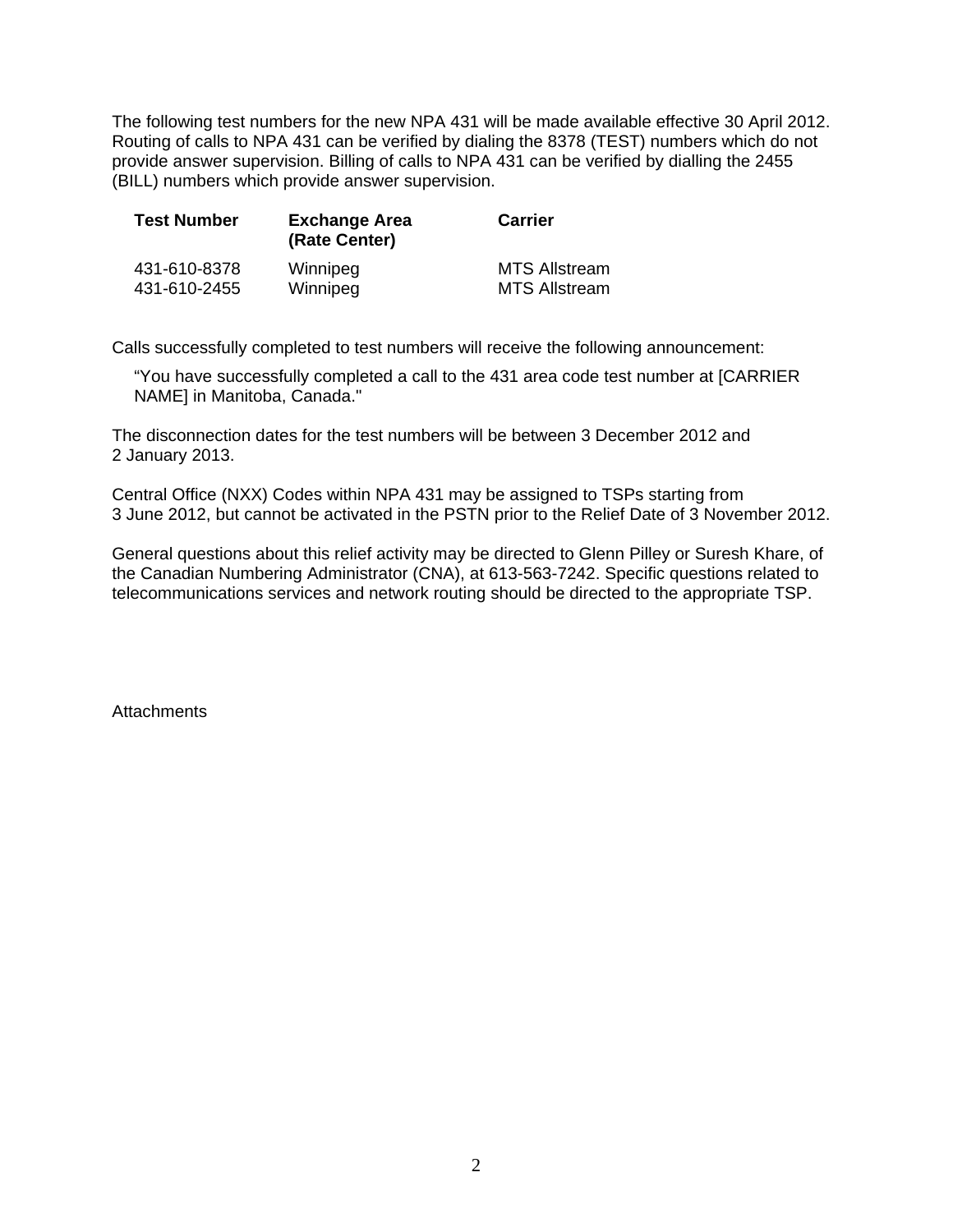The following test numbers for the new NPA 431 will be made available effective 30 April 2012. Routing of calls to NPA 431 can be verified by dialing the 8378 (TEST) numbers which do not provide answer supervision. Billing of calls to NPA 431 can be verified by dialling the 2455 (BILL) numbers which provide answer supervision.

| Test Number | Exchange Area (Rate Center) | Carrier |
|---|---|---|
| 431-610-8378 | Winnipeg | MTS Allstream |
| 431-610-2455 | Winnipeg | MTS Allstream |

Calls successfully completed to test numbers will receive the following announcement:

> "You have successfully completed a call to the 431 area code test number at [CARRIER NAME] in Manitoba, Canada."

The disconnection dates for the test numbers will be between 3 December 2012 and 2 January 2013.

Central Office (NXX) Codes within NPA 431 may be assigned to TSPs starting from 3 June 2012, but cannot be activated in the PSTN prior to the Relief Date of 3 November 2012.

General questions about this relief activity may be directed to Glenn Pilley or Suresh Khare, of the Canadian Numbering Administrator (CNA), at 613-563-7242. Specific questions related to telecommunications services and network routing should be directed to the appropriate TSP.

Attachments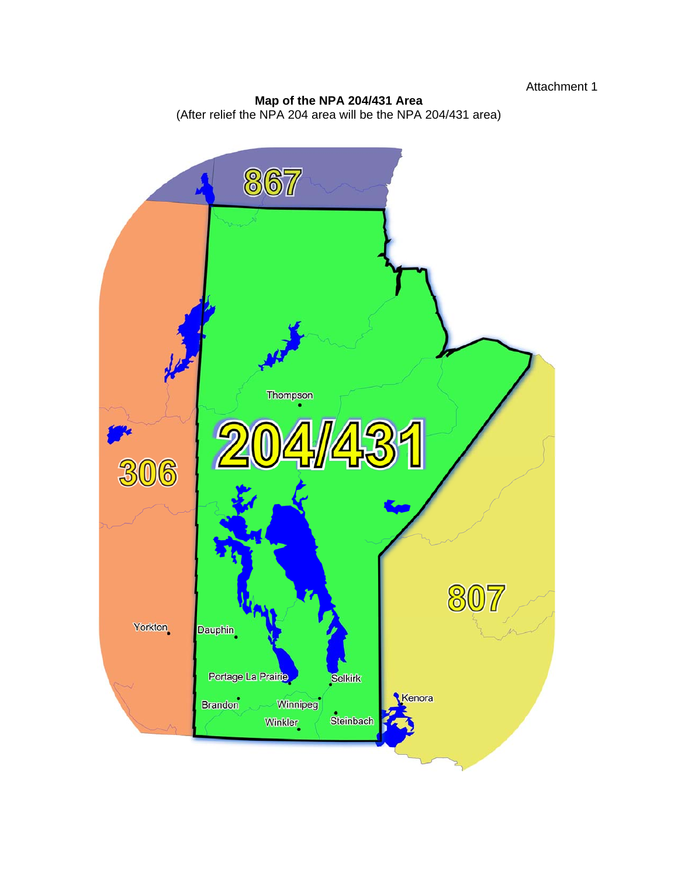Attachment 1

**Map of the NPA 204/431 Area**
(After relief the NPA 204 area will be the NPA 204/431 area)

867

306

204/431

807

Thompson

Yorkton

Dauphin

Portage La Prairie

Selkirk

Kenora

Brandon

Winnipeg

Winkler

Steinbach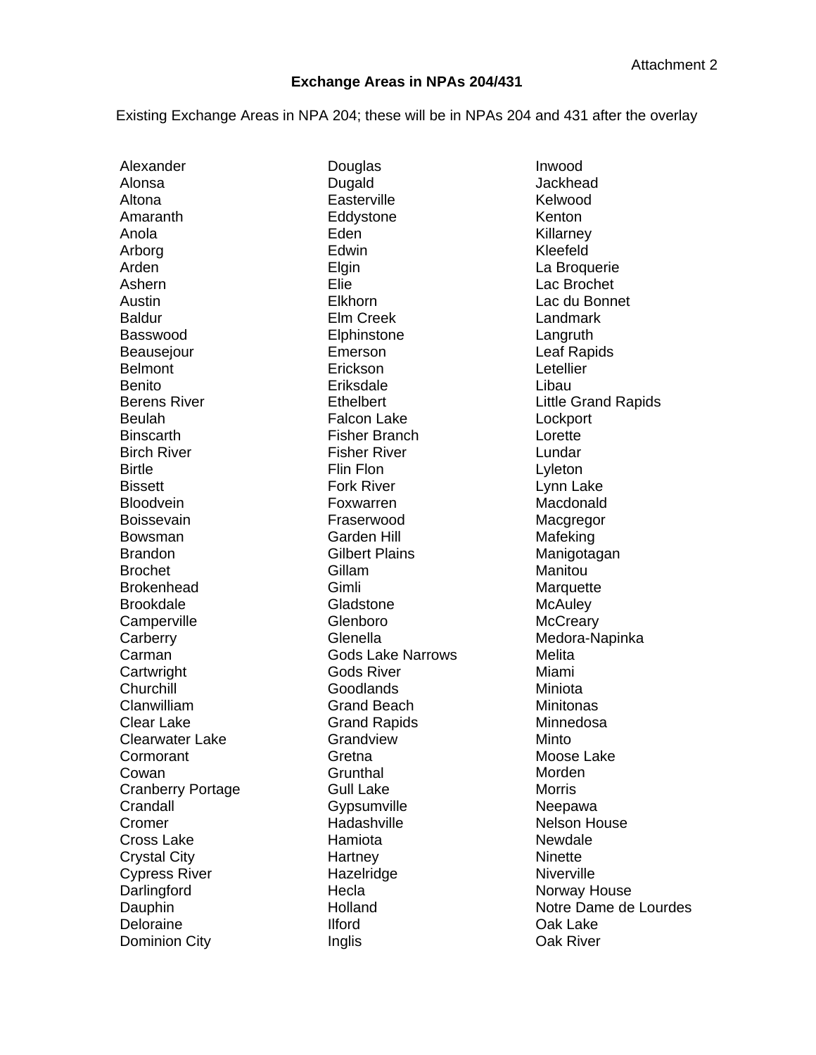Attachment 2

## Exchange Areas in NPAs 204/431

Existing Exchange Areas in NPA 204; these will be in NPAs 204 and 431 after the overlay

Alexander
Alonsa
Altona
Amaranth
Anola
Arborg
Arden
Ashern
Austin
Baldur
Basswood
Beausejour
Belmont
Benito
Berens River
Beulah
Binscarth
Birch River
Birtle
Bissett
Bloodvein
Boissevain
Bowsman
Brandon
Brochet
Brokenhead
Brookdale
Camperville
Carberry
Carman
Cartwright
Churchill
Clanwilliam
Clear Lake
Clearwater Lake
Cormorant
Cowan
Cranberry Portage
Crandall
Cromer
Cross Lake
Crystal City
Cypress River
Darlingford
Dauphin
Deloraine
Dominion City
Douglas
Dugald
Easterville
Eddystone
Eden
Edwin
Elgin
Elie
Elkhorn
Elm Creek
Elphinstone
Emerson
Erickson
Eriksdale
Ethelbert
Falcon Lake
Fisher Branch
Fisher River
Flin Flon
Fork River
Foxwarren
Fraserwood
Garden Hill
Gilbert Plains
Gillam
Gimli
Gladstone
Glenboro
Glenella
Gods Lake Narrows
Gods River
Goodlands
Grand Beach
Grand Rapids
Grandview
Gretna
Grunthal
Gull Lake
Gypsumville
Hadashville
Hamiota
Hartney
Hazelridge
Hecla
Holland
Ilford
Inglis
Inwood
Jackhead
Kelwood
Kenton
Killarney
Kleefeld
La Broquerie
Lac Brochet
Lac du Bonnet
Landmark
Langruth
Leaf Rapids
Letellier
Libau
Little Grand Rapids
Lockport
Lorette
Lundar
Lyleton
Lynn Lake
Macdonald
Macgregor
Mafeking
Manigotagan
Manitou
Marquette
McAuley
McCreary
Medora-Napinka
Melita
Miami
Miniota
Minitonas
Minnedosa
Minto
Moose Lake
Morden
Morris
Neepawa
Nelson House
Newdale
Ninette
Niverville
Norway House
Notre Dame de Lourdes
Oak Lake
Oak River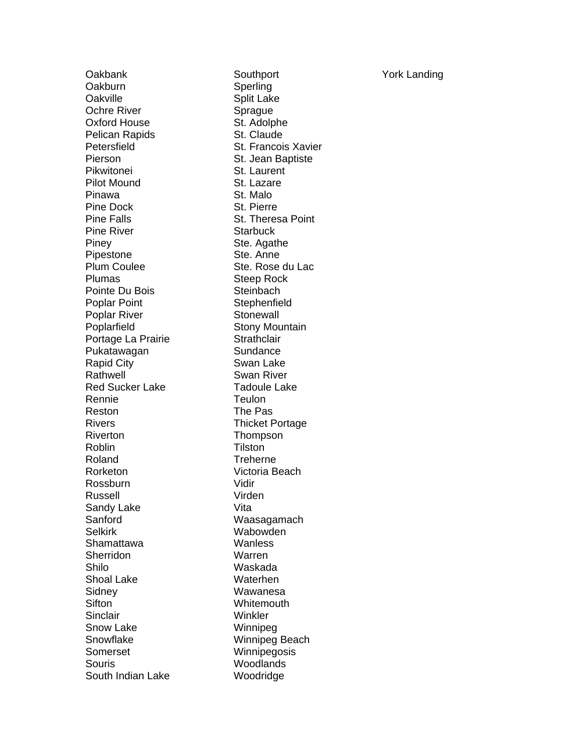Oakbank
Oakburn
Oakville
Ochre River
Oxford House
Pelican Rapids
Petersfield
Pierson
Pikwitonei
Pilot Mound
Pinawa
Pine Dock
Pine Falls
Pine River
Piney
Pipestone
Plum Coulee
Plumas
Pointe Du Bois
Poplar Point
Poplar River
Poplarfield
Portage La Prairie
Pukatawagan
Rapid City
Rathwell
Red Sucker Lake
Rennie
Reston
Rivers
Riverton
Roblin
Roland
Rorketon
Rossburn
Russell
Sandy Lake
Sanford
Selkirk
Shamattawa
Sherridon
Shilo
Shoal Lake
Sidney
Sifton
Sinclair
Snow Lake
Snowflake
Somerset
Souris
South Indian Lake
Southport
Sperling
Split Lake
Sprague
St. Adolphe
St. Claude
St. Francois Xavier
St. Jean Baptiste
St. Laurent
St. Lazare
St. Malo
St. Pierre
St. Theresa Point
Starbuck
Ste. Agathe
Ste. Anne
Ste. Rose du Lac
Steep Rock
Steinbach
Stephenfield
Stonewall
Stony Mountain
Strathclair
Sundance
Swan Lake
Swan River
Tadoule Lake
Teulon
The Pas
Thicket Portage
Thompson
Tilston
Treherne
Victoria Beach
Vidir
Virden
Vita
Waasagamach
Wabowden
Wanless
Warren
Waskada
Waterhen
Wawanesa
Whitemouth
Winkler
Winnipeg
Winnipeg Beach
Winnipegosis
Woodlands
Woodridge
York Landing